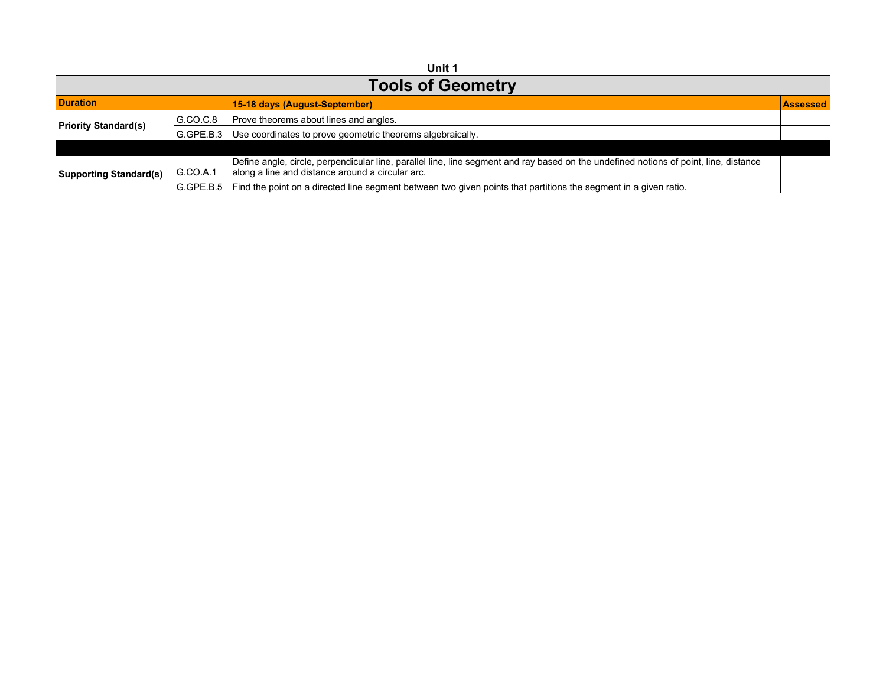## Unit 1

# Tools of Geometry

| Duration | | 15-18 days (August-September) | Assessed |
|---|---|---|---|
| Priority Standard(s) | G.CO.C.8 | Prove theorems about lines and angles. | |
| | G.GPE.B.3 | Use coordinates to prove geometric theorems algebraically. | |
| | | | |
| Supporting Standard(s) | G.CO.A.1 | Define angle, circle, perpendicular line, parallel line, line segment and ray based on the undefined notions of point, line, distance along a line and distance around a circular arc. | |
| | G.GPE.B.5 | Find the point on a directed line segment between two given points that partitions the segment in a given ratio. | |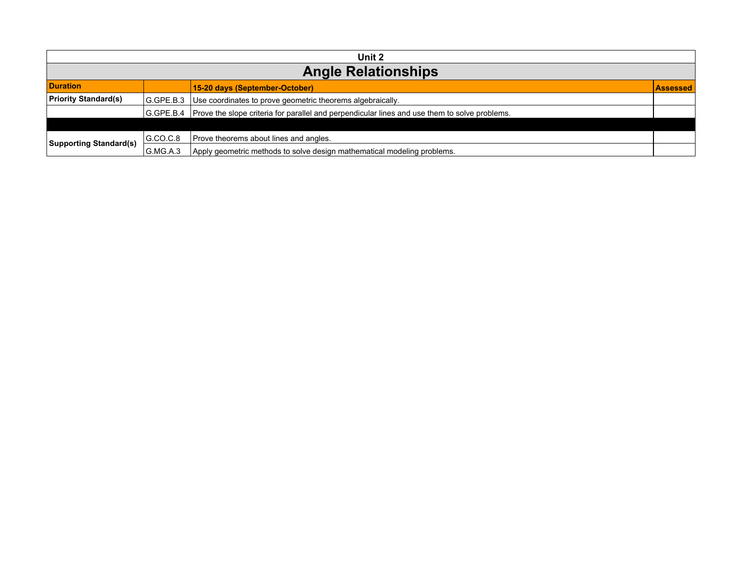| Unit 2 | | | |
|---|---|---|---|
| **Angle Relationships** | | | |
| **Duration** | | **15-20 days (September-October)** | **Assessed** |
| **Priority Standard(s)** | G.GPE.B.3 | Use coordinates to prove geometric theorems algebraically. | |
| | G.GPE.B.4 | Prove the slope criteria for parallel and perpendicular lines and use them to solve problems. | |
| | | | |
| **Supporting Standard(s)** | G.CO.C.8 | Prove theorems about lines and angles. | |
| | G.MG.A.3 | Apply geometric methods to solve design mathematical modeling problems. | |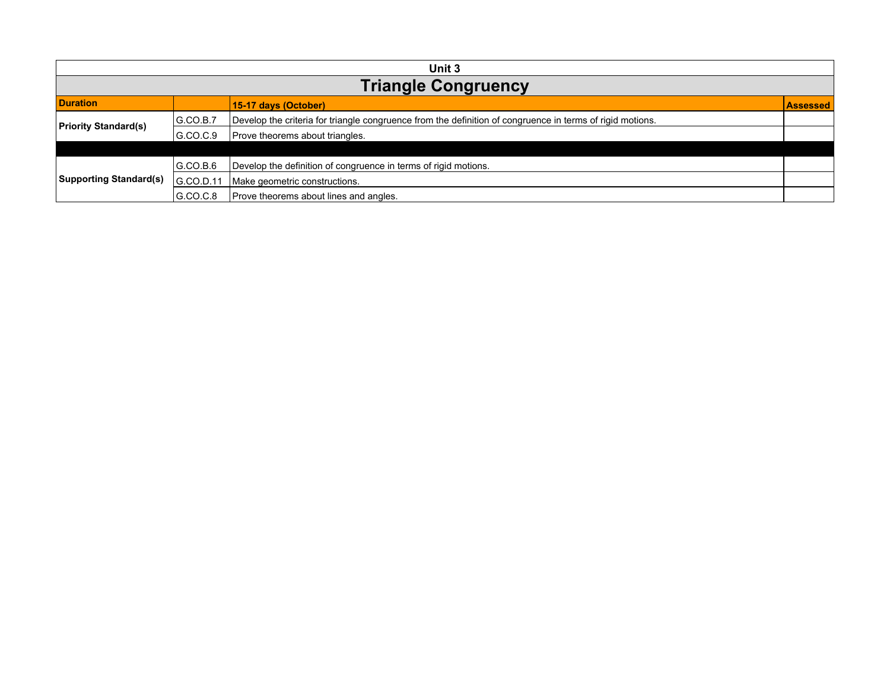| Unit 3 | | | |
|---|---|---|---|
| **Triangle Congruency** | | | |
| **Duration** | | **15-17 days (October)** | **Assessed** |
| **Priority Standard(s)** | G.CO.B.7 | Develop the criteria for triangle congruence from the definition of congruence in terms of rigid motions. | |
| | G.CO.C.9 | Prove theorems about triangles. | |
| | | | |
| **Supporting Standard(s)** | G.CO.B.6 | Develop the definition of congruence in terms of rigid motions. | |
| | G.CO.D.11 | Make geometric constructions. | |
| | G.CO.C.8 | Prove theorems about lines and angles. | |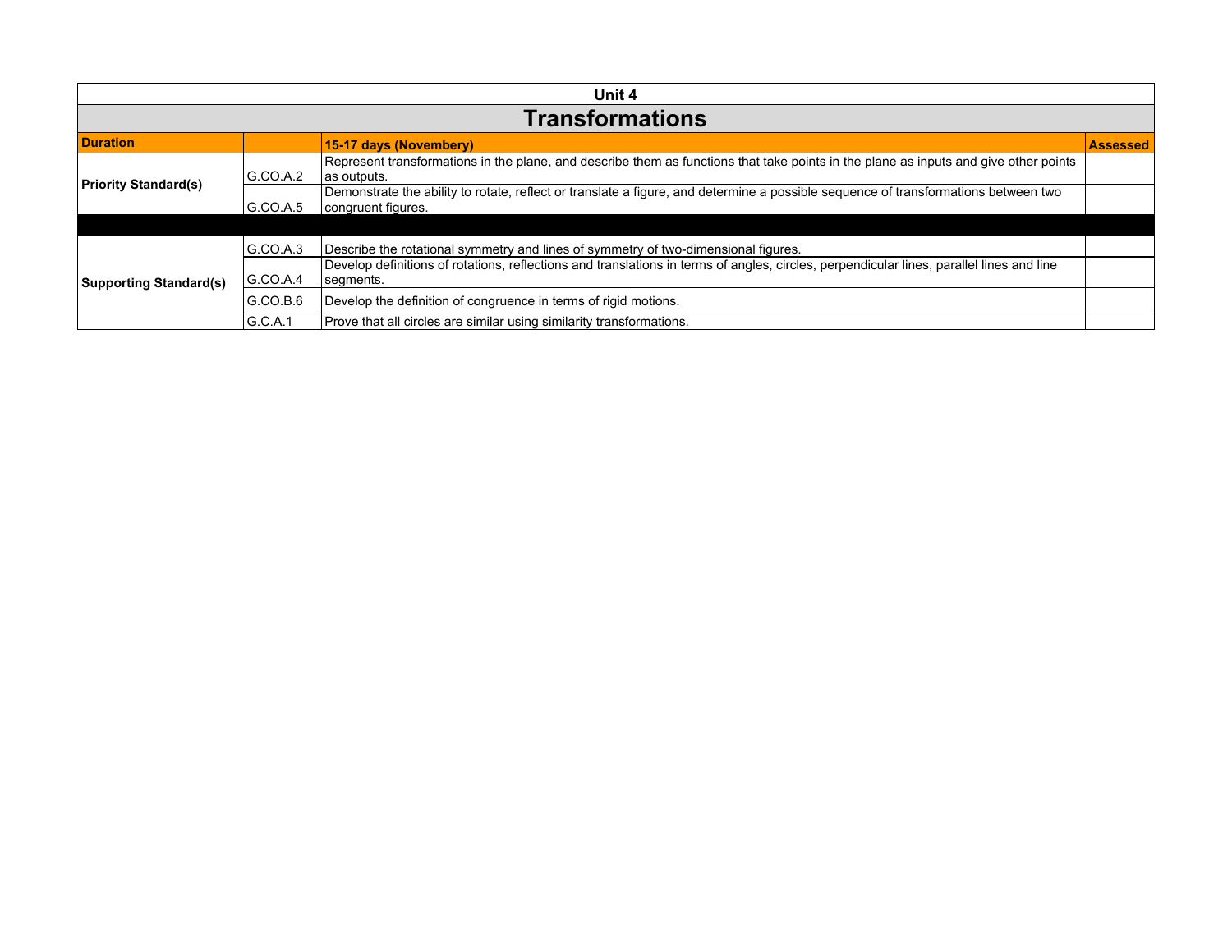## Unit 4

# Transformations

| Duration | | 15-17 days (Novembery) | Assessed |
|---|---|---|---|
| Priority Standard(s) | G.CO.A.2 | Represent transformations in the plane, and describe them as functions that take points in the plane as inputs and give other points as outputs. | |
| | G.CO.A.5 | Demonstrate the ability to rotate, reflect or translate a figure, and determine a possible sequence of transformations between two congruent figures. | |
| | | | |
| Supporting Standard(s) | G.CO.A.3 | Describe the rotational symmetry and lines of symmetry of two-dimensional figures. | |
| | G.CO.A.4 | Develop definitions of rotations, reflections and translations in terms of angles, circles, perpendicular lines, parallel lines and line segments. | |
| | G.CO.B.6 | Develop the definition of congruence in terms of rigid motions. | |
| | G.C.A.1 | Prove that all circles are similar using similarity transformations. | |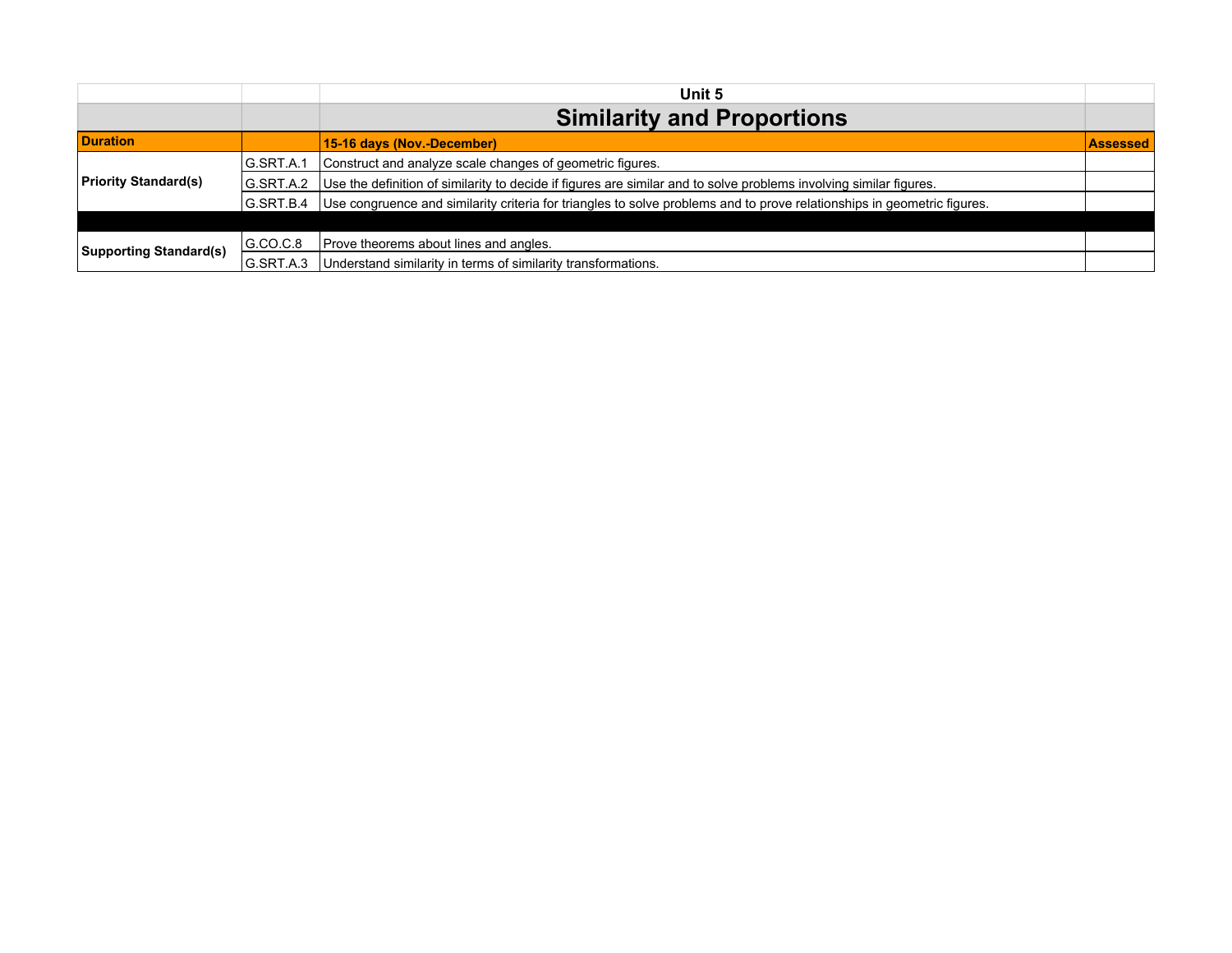| | | Unit 5 | |
|---|---|---|---|
| | | **Similarity and Proportions** | |
| **Duration** | | **15-16 days (Nov.-December)** | **Assessed** |
| **Priority Standard(s)** | G.SRT.A.1 | Construct and analyze scale changes of geometric figures. | |
| | G.SRT.A.2 | Use the definition of similarity to decide if figures are similar and to solve problems involving similar figures. | |
| | G.SRT.B.4 | Use congruence and similarity criteria for triangles to solve problems and to prove relationships in geometric figures. | |
| | | | |
| **Supporting Standard(s)** | G.CO.C.8 | Prove theorems about lines and angles. | |
| | G.SRT.A.3 | Understand similarity in terms of similarity transformations. | |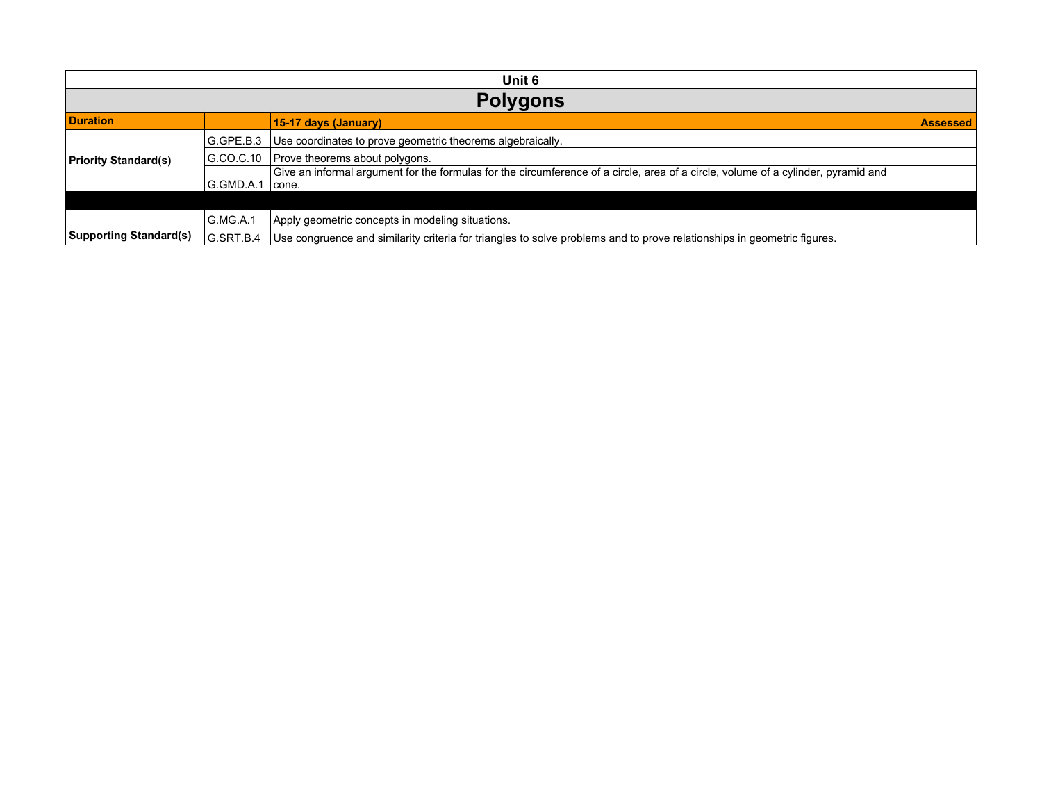| Unit 6 | | | |
|---|---|---|---|
| **Polygons** | | | |
| **Duration** | | **15-17 days (January)** | **Assessed** |
| **Priority Standard(s)** | G.GPE.B.3 | Use coordinates to prove geometric theorems algebraically. | |
| | G.CO.C.10 | Prove theorems about polygons. | |
| | G.GMD.A.1 | Give an informal argument for the formulas for the circumference of a circle, area of a circle, volume of a cylinder, pyramid and cone. | |
| | | | |
| | G.MG.A.1 | Apply geometric concepts in modeling situations. | |
| **Supporting Standard(s)** | G.SRT.B.4 | Use congruence and similarity criteria for triangles to solve problems and to prove relationships in geometric figures. | |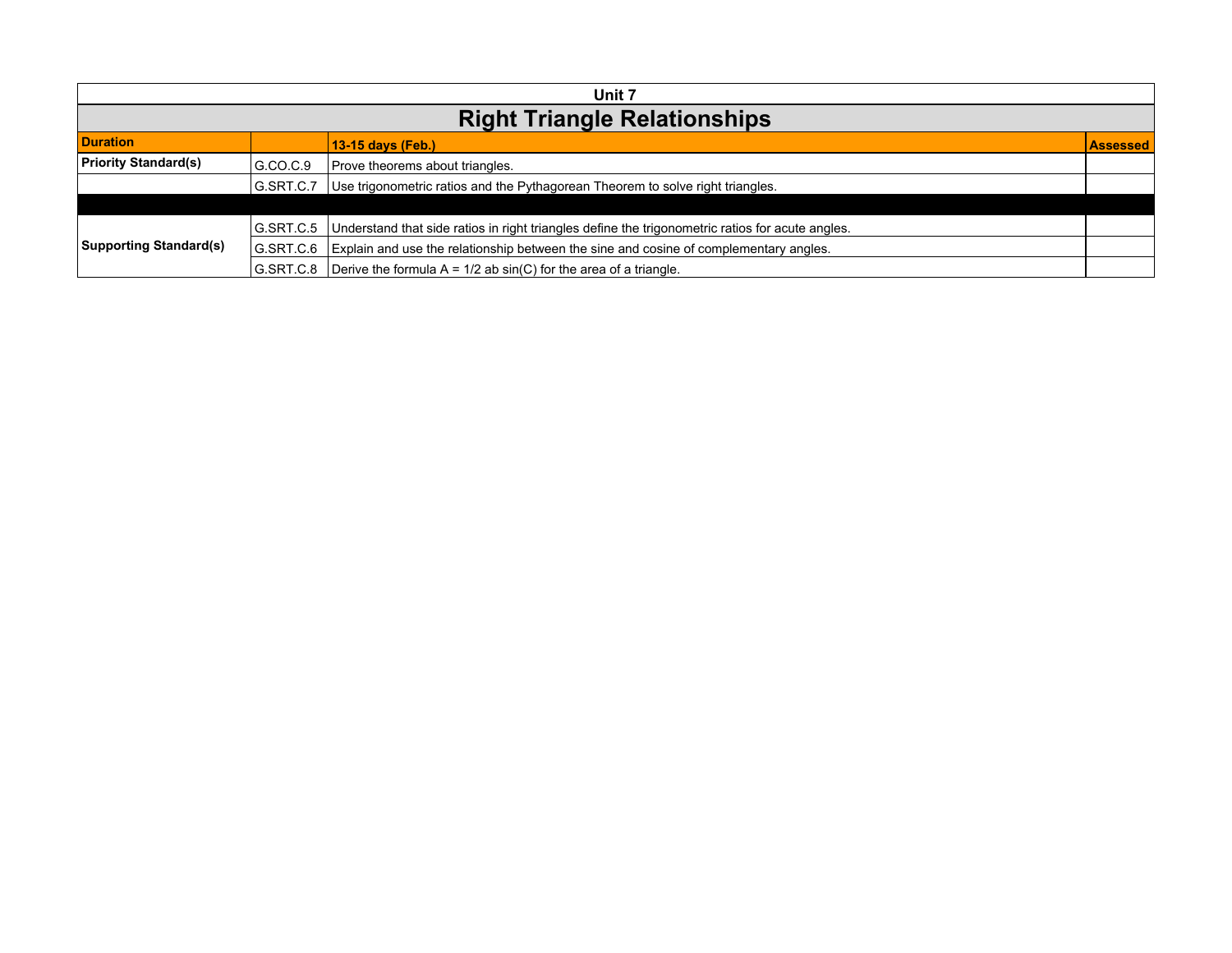| Unit 7 | | | |
|---|---|---|---|
| **Right Triangle Relationships** | | | |
| **Duration** | | **13-15 days (Feb.)** | **Assessed** |
| **Priority Standard(s)** | G.CO.C.9 | Prove theorems about triangles. | |
| | G.SRT.C.7 | Use trigonometric ratios and the Pythagorean Theorem to solve right triangles. | |
| | | | |
| **Supporting Standard(s)** | G.SRT.C.5 | Understand that side ratios in right triangles define the trigonometric ratios for acute angles. | |
| | G.SRT.C.6 | Explain and use the relationship between the sine and cosine of complementary angles. | |
| | G.SRT.C.8 | Derive the formula $A = 1/2\ ab \sin(C)$ for the area of a triangle. | |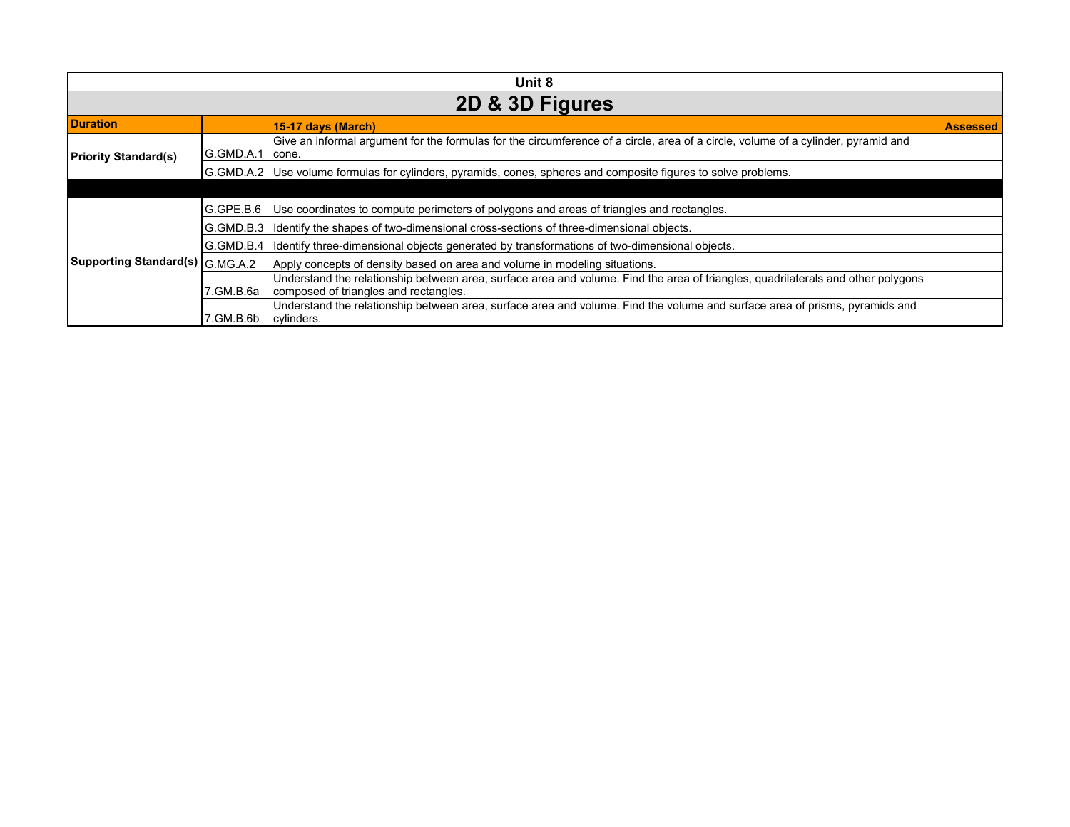## Unit 8

# 2D & 3D Figures

| Duration | | 15-17 days (March) | Assessed |
|---|---|---|---|
| Priority Standard(s) | G.GMD.A.1 | Give an informal argument for the formulas for the circumference of a circle, area of a circle, volume of a cylinder, pyramid and cone. | |
| | G.GMD.A.2 | Use volume formulas for cylinders, pyramids, cones, spheres and composite figures to solve problems. | |
| | | | |
| Supporting Standard(s) | G.GPE.B.6 | Use coordinates to compute perimeters of polygons and areas of triangles and rectangles. | |
| | G.GMD.B.3 | Identify the shapes of two-dimensional cross-sections of three-dimensional objects. | |
| | G.GMD.B.4 | Identify three-dimensional objects generated by transformations of two-dimensional objects. | |
| | G.MG.A.2 | Apply concepts of density based on area and volume in modeling situations. | |
| | 7.GM.B.6a | Understand the relationship between area, surface area and volume. Find the area of triangles, quadrilaterals and other polygons composed of triangles and rectangles. | |
| | 7.GM.B.6b | Understand the relationship between area, surface area and volume. Find the volume and surface area of prisms, pyramids and cylinders. | |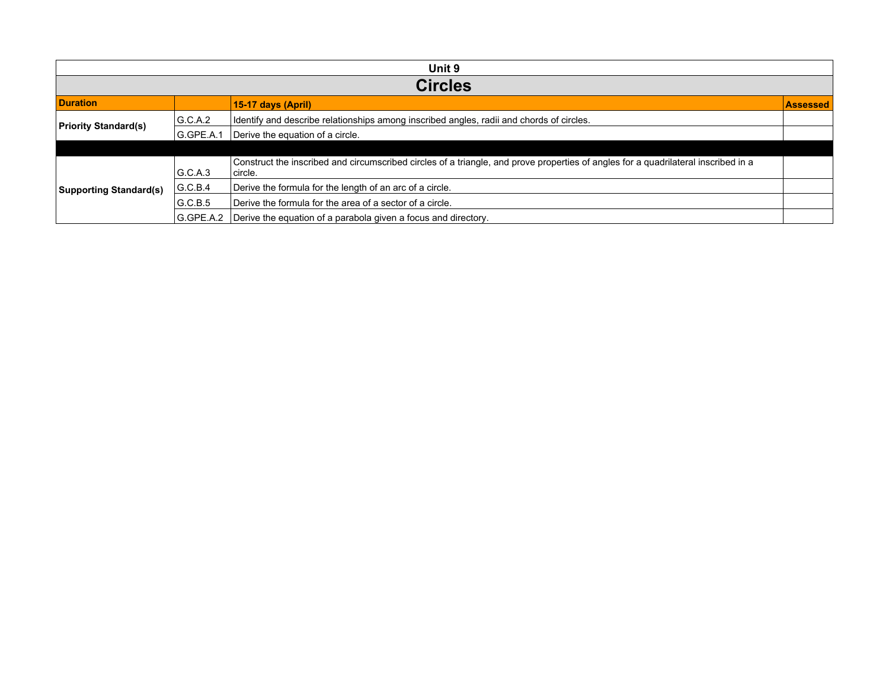| Unit 9 | | | |
|---|---|---|---|
| **Circles** | | | |
| **Duration** | | **15-17 days (April)** | **Assessed** |
| **Priority Standard(s)** | G.C.A.2 | Identify and describe relationships among inscribed angles, radii and chords of circles. | |
| | G.GPE.A.1 | Derive the equation of a circle. | |
| | | | |
| **Supporting Standard(s)** | G.C.A.3 | Construct the inscribed and circumscribed circles of a triangle, and prove properties of angles for a quadrilateral inscribed in a circle. | |
| | G.C.B.4 | Derive the formula for the length of an arc of a circle. | |
| | G.C.B.5 | Derive the formula for the area of a sector of a circle. | |
| | G.GPE.A.2 | Derive the equation of a parabola given a focus and directory. | |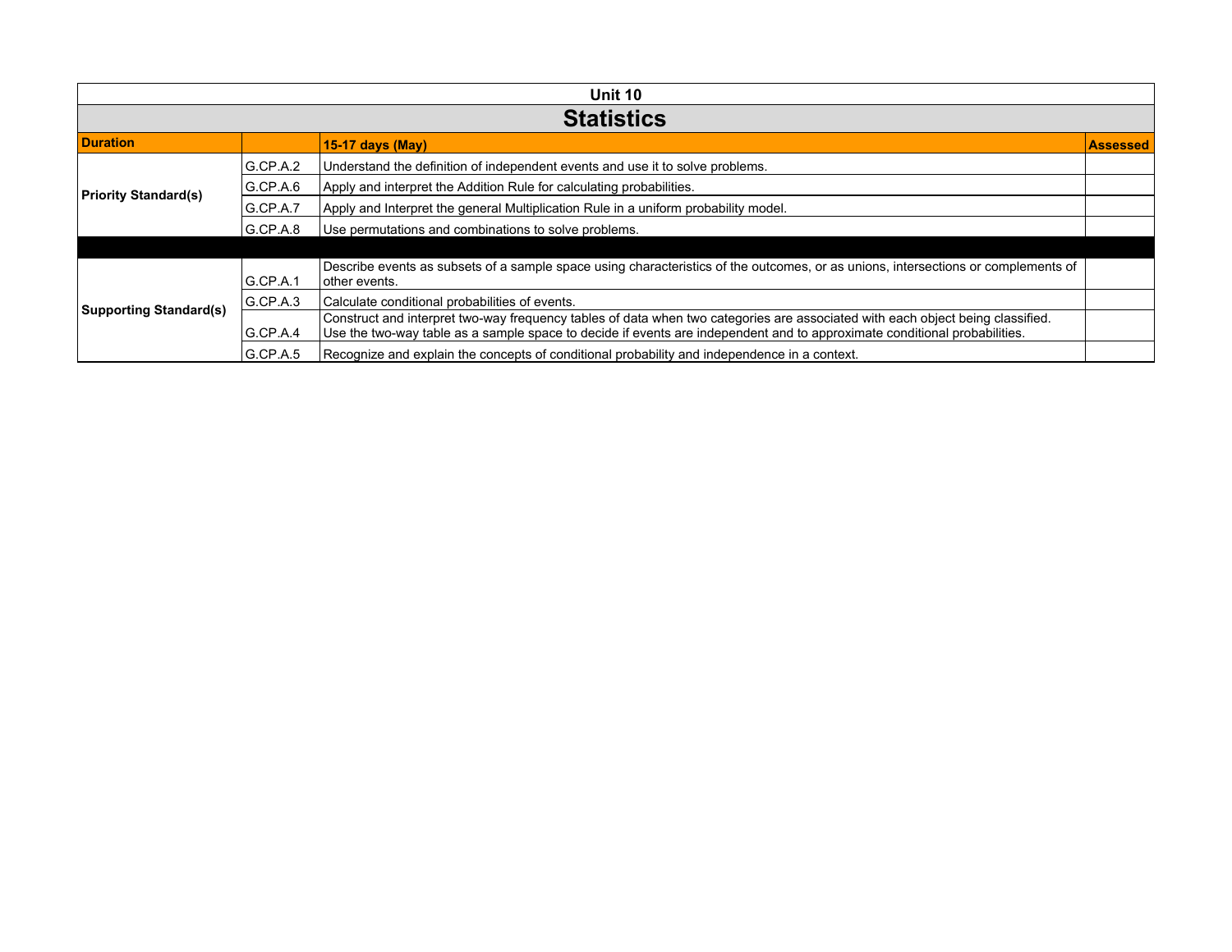| Unit 10 | | | |
|---|---|---|---|
| **Statistics** | | | |
| **Duration** | | **15-17 days (May)** | **Assessed** |
| **Priority Standard(s)** | G.CP.A.2 | Understand the definition of independent events and use it to solve problems. | |
| | G.CP.A.6 | Apply and interpret the Addition Rule for calculating probabilities. | |
| | G.CP.A.7 | Apply and Interpret the general Multiplication Rule in a uniform probability model. | |
| | G.CP.A.8 | Use permutations and combinations to solve problems. | |
| | | | |
| **Supporting Standard(s)** | G.CP.A.1 | Describe events as subsets of a sample space using characteristics of the outcomes, or as unions, intersections or complements of other events. | |
| | G.CP.A.3 | Calculate conditional probabilities of events. | |
| | G.CP.A.4 | Construct and interpret two-way frequency tables of data when two categories are associated with each object being classified. Use the two-way table as a sample space to decide if events are independent and to approximate conditional probabilities. | |
| | G.CP.A.5 | Recognize and explain the concepts of conditional probability and independence in a context. | |